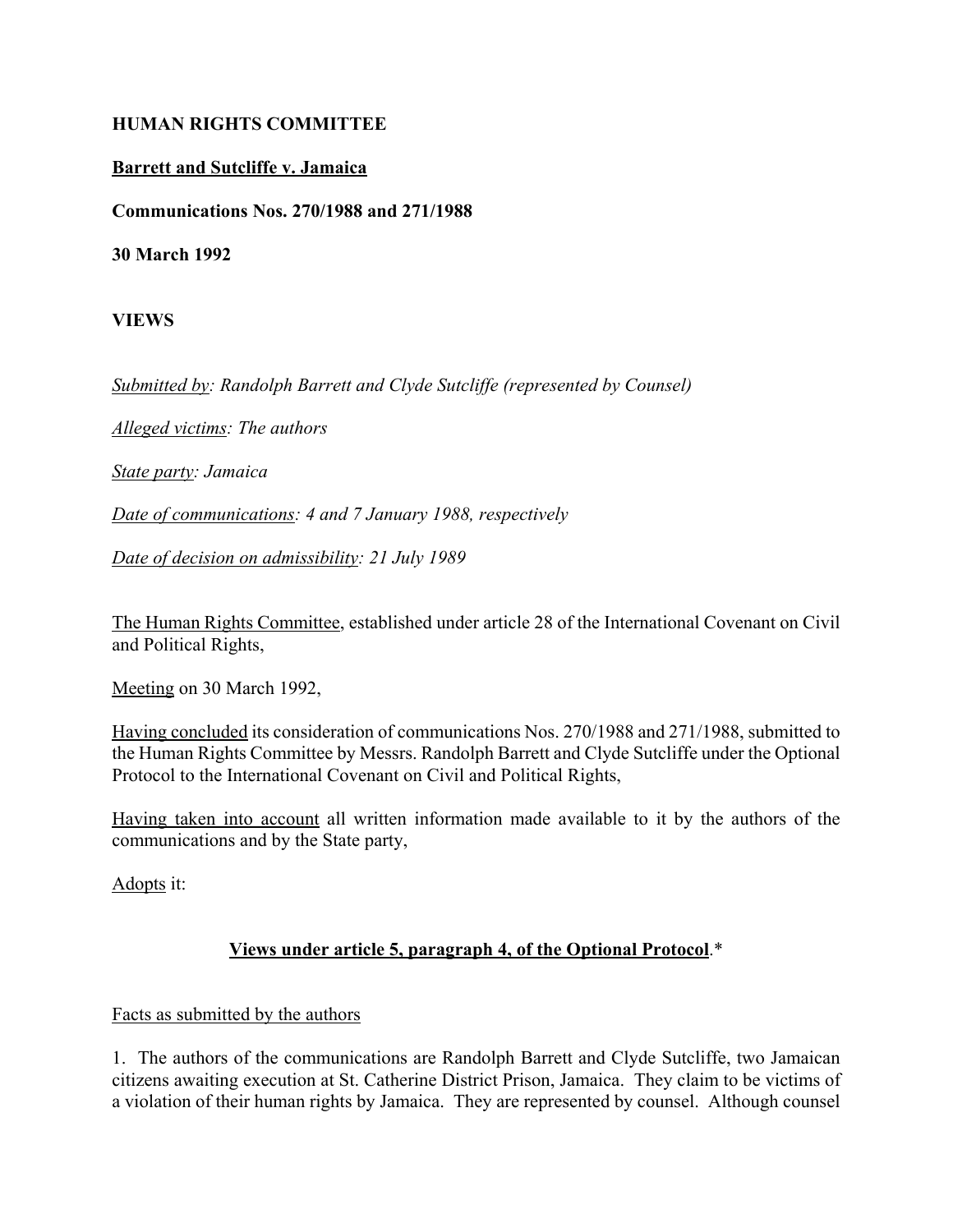**HUMAN RIGHTS COMMITTEE**

**<u>Barrett and Sutcliffe v. Jamaica</u>**

**Communications Nos. 270/1988 and 271/1988**

**30 March 1992**

**VIEWS**

*<u>Submitted by</u>: Randolph Barrett and Clyde Sutcliffe (represented by Counsel)*

*<u>Alleged victims</u>: The authors*

*<u>State party</u>: Jamaica*

*<u>Date of communications</u>: 4 and 7 January 1988, respectively*

*<u>Date of decision on admissibility</u>: 21 July 1989*

<u>The Human Rights Committee</u>, established under article 28 of the International Covenant on Civil and Political Rights,

<u>Meeting</u> on 30 March 1992,

<u>Having concluded</u> its consideration of communications Nos. 270/1988 and 271/1988, submitted to the Human Rights Committee by Messrs. Randolph Barrett and Clyde Sutcliffe under the Optional Protocol to the International Covenant on Civil and Political Rights,

<u>Having taken into account</u> all written information made available to it by the authors of the communications and by the State party,

<u>Adopts</u> it:

**<u>Views under article 5, paragraph 4, of the Optional Protocol</u>**.*

<u>Facts as submitted by the authors</u>

1. The authors of the communications are Randolph Barrett and Clyde Sutcliffe, two Jamaican citizens awaiting execution at St. Catherine District Prison, Jamaica. They claim to be victims of a violation of their human rights by Jamaica. They are represented by counsel. Although counsel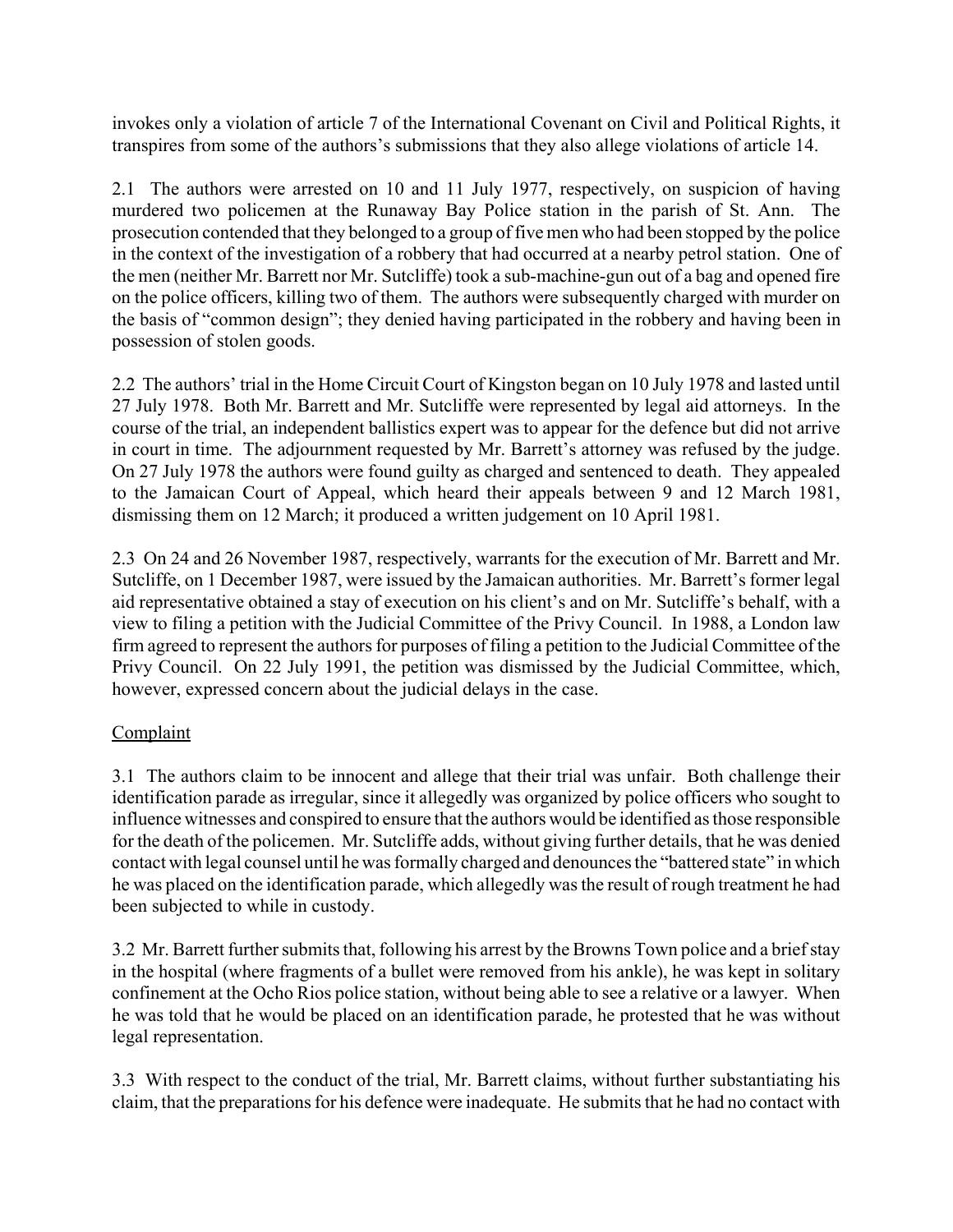invokes only a violation of article 7 of the International Covenant on Civil and Political Rights, it transpires from some of the authors's submissions that they also allege violations of article 14.

2.1 The authors were arrested on 10 and 11 July 1977, respectively, on suspicion of having murdered two policemen at the Runaway Bay Police station in the parish of St. Ann. The prosecution contended that they belonged to a group of five men who had been stopped by the police in the context of the investigation of a robbery that had occurred at a nearby petrol station. One of the men (neither Mr. Barrett nor Mr. Sutcliffe) took a sub-machine-gun out of a bag and opened fire on the police officers, killing two of them. The authors were subsequently charged with murder on the basis of "common design"; they denied having participated in the robbery and having been in possession of stolen goods.

2.2 The authors' trial in the Home Circuit Court of Kingston began on 10 July 1978 and lasted until 27 July 1978. Both Mr. Barrett and Mr. Sutcliffe were represented by legal aid attorneys. In the course of the trial, an independent ballistics expert was to appear for the defence but did not arrive in court in time. The adjournment requested by Mr. Barrett's attorney was refused by the judge. On 27 July 1978 the authors were found guilty as charged and sentenced to death. They appealed to the Jamaican Court of Appeal, which heard their appeals between 9 and 12 March 1981, dismissing them on 12 March; it produced a written judgement on 10 April 1981.

2.3 On 24 and 26 November 1987, respectively, warrants for the execution of Mr. Barrett and Mr. Sutcliffe, on 1 December 1987, were issued by the Jamaican authorities. Mr. Barrett's former legal aid representative obtained a stay of execution on his client's and on Mr. Sutcliffe's behalf, with a view to filing a petition with the Judicial Committee of the Privy Council. In 1988, a London law firm agreed to represent the authors for purposes of filing a petition to the Judicial Committee of the Privy Council. On 22 July 1991, the petition was dismissed by the Judicial Committee, which, however, expressed concern about the judicial delays in the case.

Complaint

3.1 The authors claim to be innocent and allege that their trial was unfair. Both challenge their identification parade as irregular, since it allegedly was organized by police officers who sought to influence witnesses and conspired to ensure that the authors would be identified as those responsible for the death of the policemen. Mr. Sutcliffe adds, without giving further details, that he was denied contact with legal counsel until he was formally charged and denounces the "battered state" in which he was placed on the identification parade, which allegedly was the result of rough treatment he had been subjected to while in custody.

3.2 Mr. Barrett further submits that, following his arrest by the Browns Town police and a brief stay in the hospital (where fragments of a bullet were removed from his ankle), he was kept in solitary confinement at the Ocho Rios police station, without being able to see a relative or a lawyer. When he was told that he would be placed on an identification parade, he protested that he was without legal representation.

3.3 With respect to the conduct of the trial, Mr. Barrett claims, without further substantiating his claim, that the preparations for his defence were inadequate. He submits that he had no contact with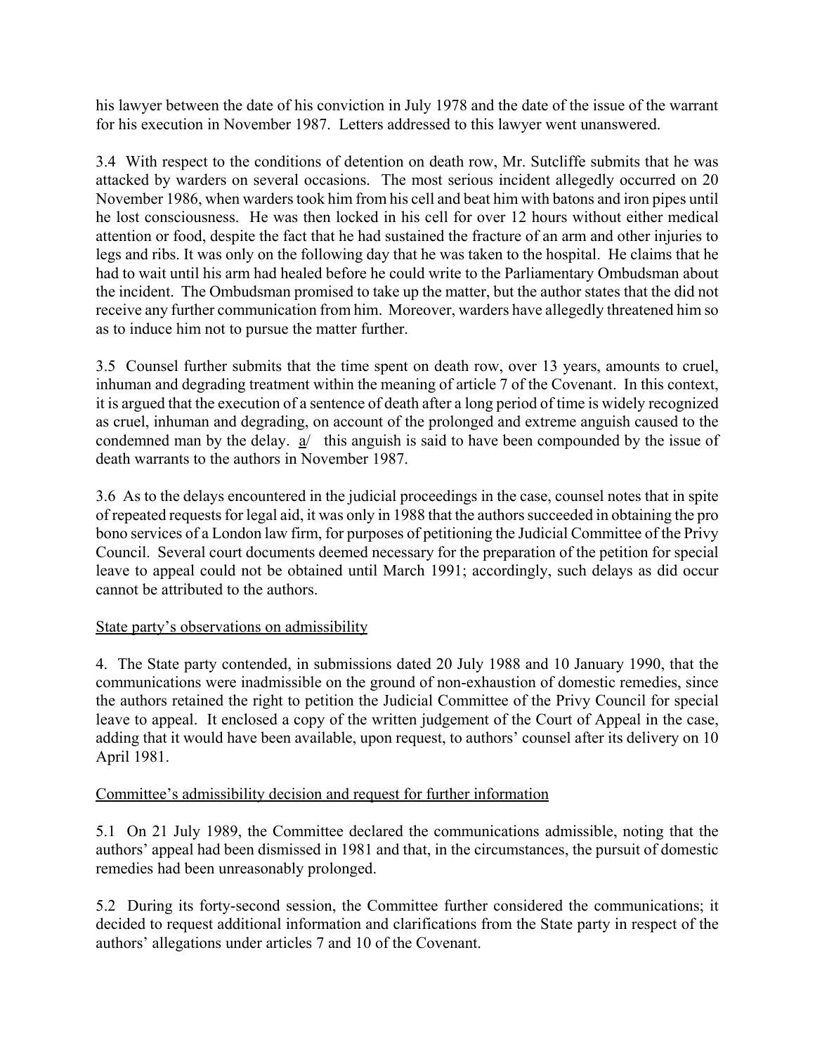his lawyer between the date of his conviction in July 1978 and the date of the issue of the warrant for his execution in November 1987. Letters addressed to this lawyer went unanswered.

3.4 With respect to the conditions of detention on death row, Mr. Sutcliffe submits that he was attacked by warders on several occasions. The most serious incident allegedly occurred on 20 November 1986, when warders took him from his cell and beat him with batons and iron pipes until he lost consciousness. He was then locked in his cell for over 12 hours without either medical attention or food, despite the fact that he had sustained the fracture of an arm and other injuries to legs and ribs. It was only on the following day that he was taken to the hospital. He claims that he had to wait until his arm had healed before he could write to the Parliamentary Ombudsman about the incident. The Ombudsman promised to take up the matter, but the author states that the did not receive any further communication from him. Moreover, warders have allegedly threatened him so as to induce him not to pursue the matter further.

3.5 Counsel further submits that the time spent on death row, over 13 years, amounts to cruel, inhuman and degrading treatment within the meaning of article 7 of the Covenant. In this context, it is argued that the execution of a sentence of death after a long period of time is widely recognized as cruel, inhuman and degrading, on account of the prolonged and extreme anguish caused to the condemned man by the delay. a/ this anguish is said to have been compounded by the issue of death warrants to the authors in November 1987.

3.6 As to the delays encountered in the judicial proceedings in the case, counsel notes that in spite of repeated requests for legal aid, it was only in 1988 that the authors succeeded in obtaining the pro bono services of a London law firm, for purposes of petitioning the Judicial Committee of the Privy Council. Several court documents deemed necessary for the preparation of the petition for special leave to appeal could not be obtained until March 1991; accordingly, such delays as did occur cannot be attributed to the authors.

State party's observations on admissibility

4. The State party contended, in submissions dated 20 July 1988 and 10 January 1990, that the communications were inadmissible on the ground of non-exhaustion of domestic remedies, since the authors retained the right to petition the Judicial Committee of the Privy Council for special leave to appeal. It enclosed a copy of the written judgement of the Court of Appeal in the case, adding that it would have been available, upon request, to authors' counsel after its delivery on 10 April 1981.

Committee's admissibility decision and request for further information

5.1 On 21 July 1989, the Committee declared the communications admissible, noting that the authors' appeal had been dismissed in 1981 and that, in the circumstances, the pursuit of domestic remedies had been unreasonably prolonged.

5.2 During its forty-second session, the Committee further considered the communications; it decided to request additional information and clarifications from the State party in respect of the authors' allegations under articles 7 and 10 of the Covenant.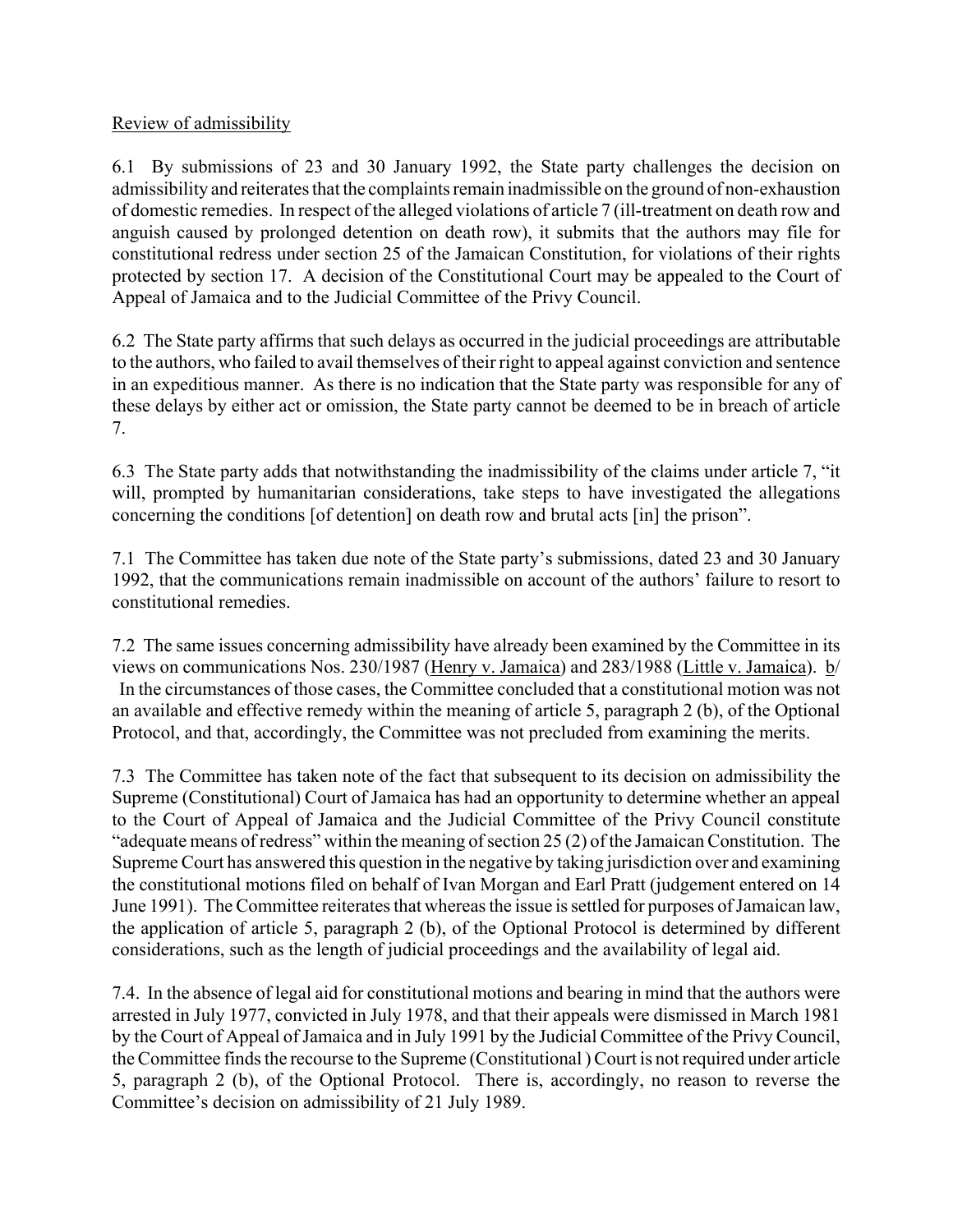Review of admissibility

6.1 By submissions of 23 and 30 January 1992, the State party challenges the decision on admissibility and reiterates that the complaints remain inadmissible on the ground of non-exhaustion of domestic remedies. In respect of the alleged violations of article 7 (ill-treatment on death row and anguish caused by prolonged detention on death row), it submits that the authors may file for constitutional redress under section 25 of the Jamaican Constitution, for violations of their rights protected by section 17. A decision of the Constitutional Court may be appealed to the Court of Appeal of Jamaica and to the Judicial Committee of the Privy Council.

6.2 The State party affirms that such delays as occurred in the judicial proceedings are attributable to the authors, who failed to avail themselves of their right to appeal against conviction and sentence in an expeditious manner. As there is no indication that the State party was responsible for any of these delays by either act or omission, the State party cannot be deemed to be in breach of article 7.

6.3 The State party adds that notwithstanding the inadmissibility of the claims under article 7, "it will, prompted by humanitarian considerations, take steps to have investigated the allegations concerning the conditions [of detention] on death row and brutal acts [in] the prison".

7.1 The Committee has taken due note of the State party's submissions, dated 23 and 30 January 1992, that the communications remain inadmissible on account of the authors' failure to resort to constitutional remedies.

7.2 The same issues concerning admissibility have already been examined by the Committee in its views on communications Nos. 230/1987 (Henry v. Jamaica) and 283/1988 (Little v. Jamaica). b/ In the circumstances of those cases, the Committee concluded that a constitutional motion was not an available and effective remedy within the meaning of article 5, paragraph 2 (b), of the Optional Protocol, and that, accordingly, the Committee was not precluded from examining the merits.

7.3 The Committee has taken note of the fact that subsequent to its decision on admissibility the Supreme (Constitutional) Court of Jamaica has had an opportunity to determine whether an appeal to the Court of Appeal of Jamaica and the Judicial Committee of the Privy Council constitute "adequate means of redress" within the meaning of section 25 (2) of the Jamaican Constitution. The Supreme Court has answered this question in the negative by taking jurisdiction over and examining the constitutional motions filed on behalf of Ivan Morgan and Earl Pratt (judgement entered on 14 June 1991). The Committee reiterates that whereas the issue is settled for purposes of Jamaican law, the application of article 5, paragraph 2 (b), of the Optional Protocol is determined by different considerations, such as the length of judicial proceedings and the availability of legal aid.

7.4. In the absence of legal aid for constitutional motions and bearing in mind that the authors were arrested in July 1977, convicted in July 1978, and that their appeals were dismissed in March 1981 by the Court of Appeal of Jamaica and in July 1991 by the Judicial Committee of the Privy Council, the Committee finds the recourse to the Supreme (Constitutional ) Court is not required under article 5, paragraph 2 (b), of the Optional Protocol. There is, accordingly, no reason to reverse the Committee's decision on admissibility of 21 July 1989.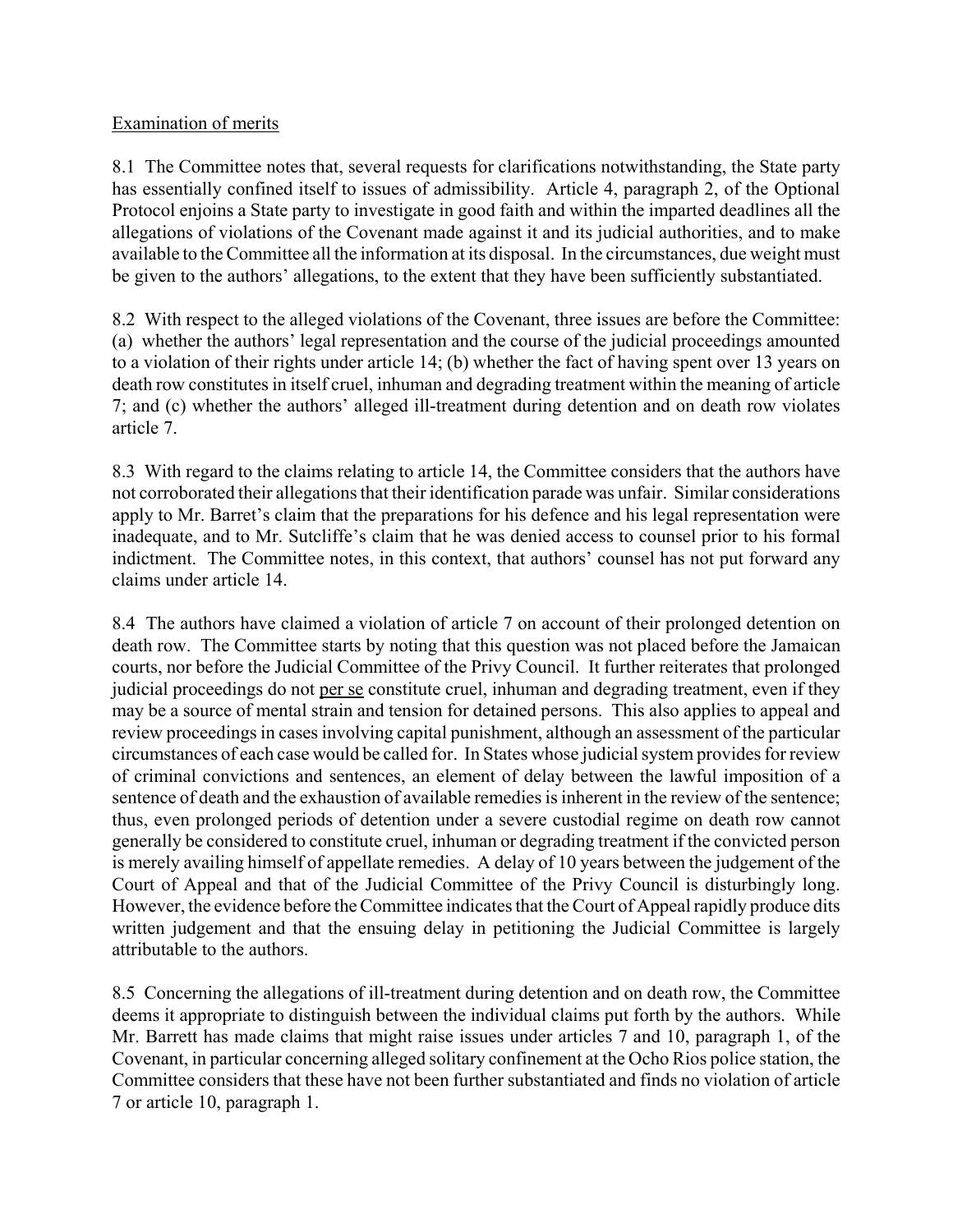Examination of merits

8.1 The Committee notes that, several requests for clarifications notwithstanding, the State party has essentially confined itself to issues of admissibility. Article 4, paragraph 2, of the Optional Protocol enjoins a State party to investigate in good faith and within the imparted deadlines all the allegations of violations of the Covenant made against it and its judicial authorities, and to make available to the Committee all the information at its disposal. In the circumstances, due weight must be given to the authors' allegations, to the extent that they have been sufficiently substantiated.

8.2 With respect to the alleged violations of the Covenant, three issues are before the Committee: (a) whether the authors' legal representation and the course of the judicial proceedings amounted to a violation of their rights under article 14; (b) whether the fact of having spent over 13 years on death row constitutes in itself cruel, inhuman and degrading treatment within the meaning of article 7; and (c) whether the authors' alleged ill-treatment during detention and on death row violates article 7.

8.3 With regard to the claims relating to article 14, the Committee considers that the authors have not corroborated their allegations that their identification parade was unfair. Similar considerations apply to Mr. Barret's claim that the preparations for his defence and his legal representation were inadequate, and to Mr. Sutcliffe's claim that he was denied access to counsel prior to his formal indictment. The Committee notes, in this context, that authors' counsel has not put forward any claims under article 14.

8.4 The authors have claimed a violation of article 7 on account of their prolonged detention on death row. The Committee starts by noting that this question was not placed before the Jamaican courts, nor before the Judicial Committee of the Privy Council. It further reiterates that prolonged judicial proceedings do not per se constitute cruel, inhuman and degrading treatment, even if they may be a source of mental strain and tension for detained persons. This also applies to appeal and review proceedings in cases involving capital punishment, although an assessment of the particular circumstances of each case would be called for. In States whose judicial system provides for review of criminal convictions and sentences, an element of delay between the lawful imposition of a sentence of death and the exhaustion of available remedies is inherent in the review of the sentence; thus, even prolonged periods of detention under a severe custodial regime on death row cannot generally be considered to constitute cruel, inhuman or degrading treatment if the convicted person is merely availing himself of appellate remedies. A delay of 10 years between the judgement of the Court of Appeal and that of the Judicial Committee of the Privy Council is disturbingly long. However, the evidence before the Committee indicates that the Court of Appeal rapidly produce dits written judgement and that the ensuing delay in petitioning the Judicial Committee is largely attributable to the authors.

8.5 Concerning the allegations of ill-treatment during detention and on death row, the Committee deems it appropriate to distinguish between the individual claims put forth by the authors. While Mr. Barrett has made claims that might raise issues under articles 7 and 10, paragraph 1, of the Covenant, in particular concerning alleged solitary confinement at the Ocho Rios police station, the Committee considers that these have not been further substantiated and finds no violation of article 7 or article 10, paragraph 1.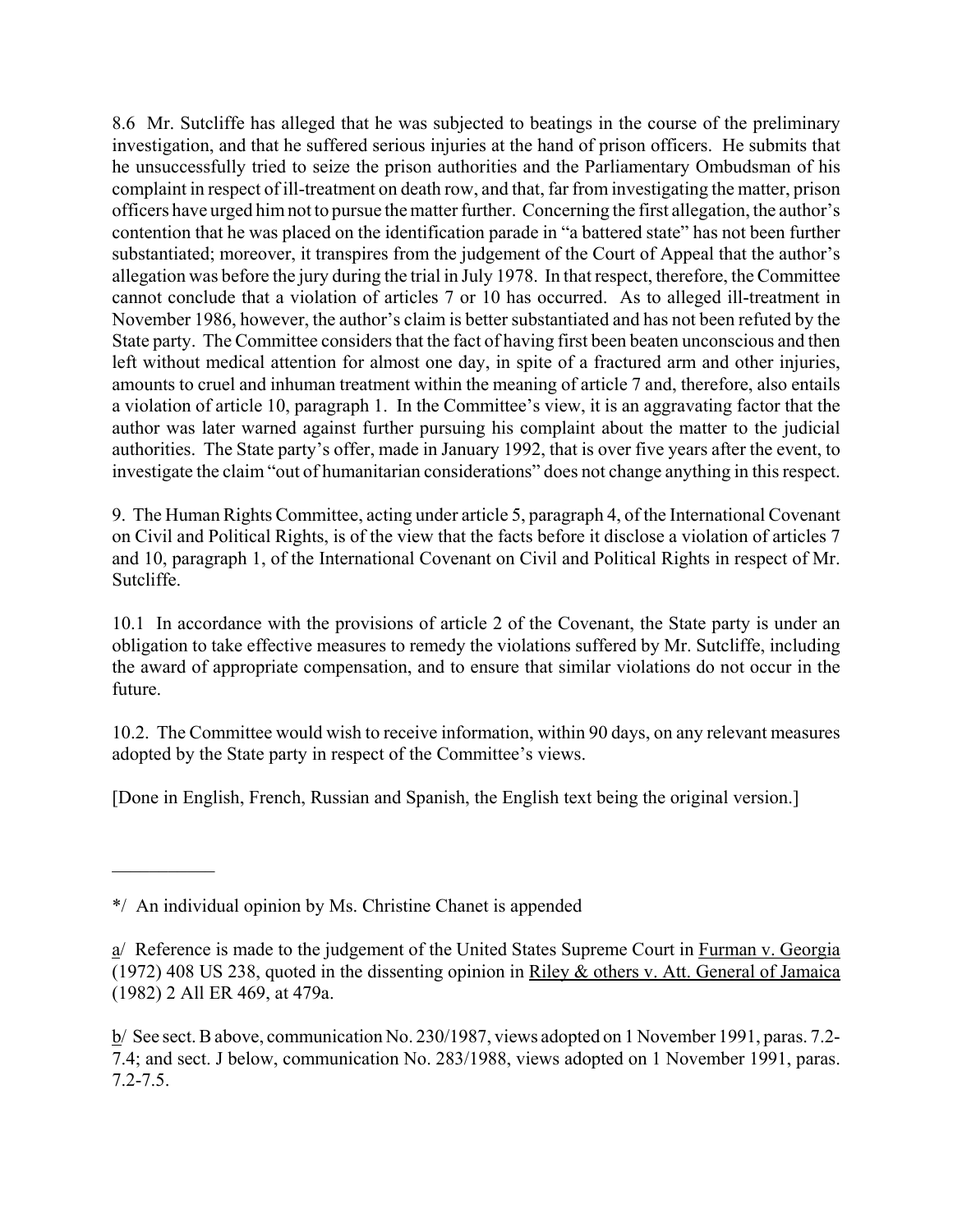8.6 Mr. Sutcliffe has alleged that he was subjected to beatings in the course of the preliminary investigation, and that he suffered serious injuries at the hand of prison officers. He submits that he unsuccessfully tried to seize the prison authorities and the Parliamentary Ombudsman of his complaint in respect of ill-treatment on death row, and that, far from investigating the matter, prison officers have urged him not to pursue the matter further. Concerning the first allegation, the author's contention that he was placed on the identification parade in "a battered state" has not been further substantiated; moreover, it transpires from the judgement of the Court of Appeal that the author's allegation was before the jury during the trial in July 1978. In that respect, therefore, the Committee cannot conclude that a violation of articles 7 or 10 has occurred. As to alleged ill-treatment in November 1986, however, the author's claim is better substantiated and has not been refuted by the State party. The Committee considers that the fact of having first been beaten unconscious and then left without medical attention for almost one day, in spite of a fractured arm and other injuries, amounts to cruel and inhuman treatment within the meaning of article 7 and, therefore, also entails a violation of article 10, paragraph 1. In the Committee's view, it is an aggravating factor that the author was later warned against further pursuing his complaint about the matter to the judicial authorities. The State party's offer, made in January 1992, that is over five years after the event, to investigate the claim "out of humanitarian considerations" does not change anything in this respect.

9. The Human Rights Committee, acting under article 5, paragraph 4, of the International Covenant on Civil and Political Rights, is of the view that the facts before it disclose a violation of articles 7 and 10, paragraph 1, of the International Covenant on Civil and Political Rights in respect of Mr. Sutcliffe.

10.1 In accordance with the provisions of article 2 of the Covenant, the State party is under an obligation to take effective measures to remedy the violations suffered by Mr. Sutcliffe, including the award of appropriate compensation, and to ensure that similar violations do not occur in the future.

10.2. The Committee would wish to receive information, within 90 days, on any relevant measures adopted by the State party in respect of the Committee's views.

[Done in English, French, Russian and Spanish, the English text being the original version.]

---

*/ An individual opinion by Ms. Christine Chanet is appended

a/ Reference is made to the judgement of the United States Supreme Court in Furman v. Georgia (1972) 408 US 238, quoted in the dissenting opinion in Riley & others v. Att. General of Jamaica (1982) 2 All ER 469, at 479a.

b/ See sect. B above, communication No. 230/1987, views adopted on 1 November 1991, paras. 7.2-7.4; and sect. J below, communication No. 283/1988, views adopted on 1 November 1991, paras. 7.2-7.5.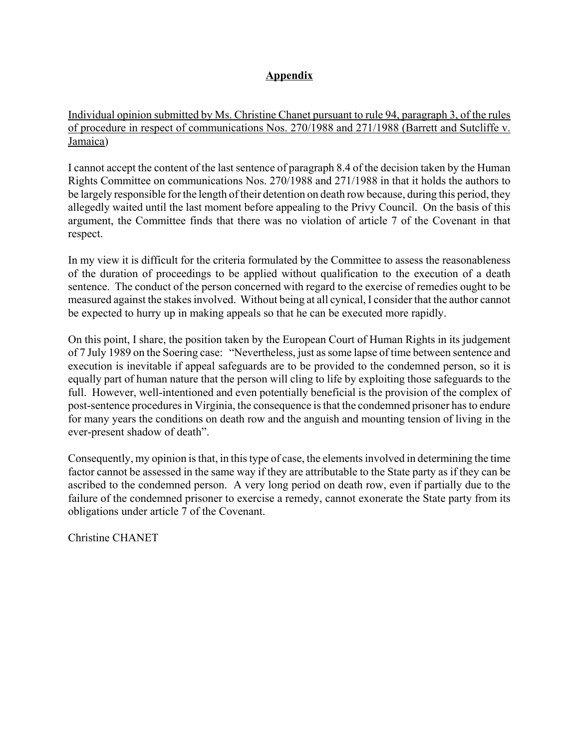## Appendix

Individual opinion submitted by Ms. Christine Chanet pursuant to rule 94, paragraph 3, of the rules of procedure in respect of communications Nos. 270/1988 and 271/1988 (Barrett and Sutcliffe v. Jamaica)

I cannot accept the content of the last sentence of paragraph 8.4 of the decision taken by the Human Rights Committee on communications Nos. 270/1988 and 271/1988 in that it holds the authors to be largely responsible for the length of their detention on death row because, during this period, they allegedly waited until the last moment before appealing to the Privy Council. On the basis of this argument, the Committee finds that there was no violation of article 7 of the Covenant in that respect.

In my view it is difficult for the criteria formulated by the Committee to assess the reasonableness of the duration of proceedings to be applied without qualification to the execution of a death sentence. The conduct of the person concerned with regard to the exercise of remedies ought to be measured against the stakes involved. Without being at all cynical, I consider that the author cannot be expected to hurry up in making appeals so that he can be executed more rapidly.

On this point, I share, the position taken by the European Court of Human Rights in its judgement of 7 July 1989 on the Soering case: "Nevertheless, just as some lapse of time between sentence and execution is inevitable if appeal safeguards are to be provided to the condemned person, so it is equally part of human nature that the person will cling to life by exploiting those safeguards to the full. However, well-intentioned and even potentially beneficial is the provision of the complex of post-sentence procedures in Virginia, the consequence is that the condemned prisoner has to endure for many years the conditions on death row and the anguish and mounting tension of living in the ever-present shadow of death".

Consequently, my opinion is that, in this type of case, the elements involved in determining the time factor cannot be assessed in the same way if they are attributable to the State party as if they can be ascribed to the condemned person. A very long period on death row, even if partially due to the failure of the condemned prisoner to exercise a remedy, cannot exonerate the State party from its obligations under article 7 of the Covenant.

Christine CHANET